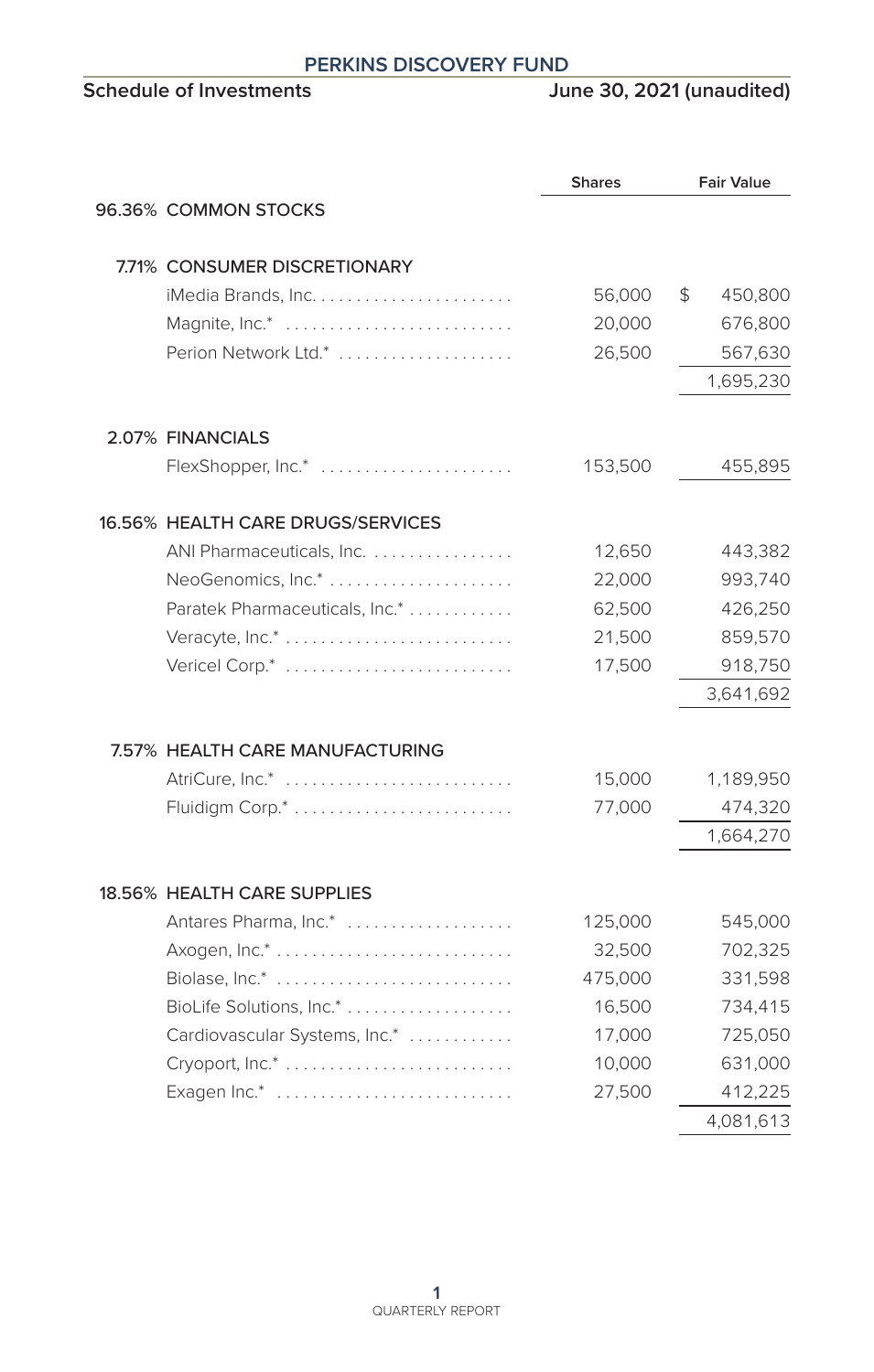# PERKINS DISCOVERY FUND

## Schedule of Investments

June 30, 2021 (unaudited)

| | | Shares | Fair Value |
|---|---|---|---|
| 96.36% | COMMON STOCKS | | |
| 7.71% | CONSUMER DISCRETIONARY | | |
| | iMedia Brands, Inc. | 56,000 | $ 450,800 |
| | Magnite, Inc.* | 20,000 | 676,800 |
| | Perion Network Ltd.* | 26,500 | 567,630 |
| | | | 1,695,230 |
| 2.07% | FINANCIALS | | |
| | FlexShopper, Inc.* | 153,500 | 455,895 |
| 16.56% | HEALTH CARE DRUGS/SERVICES | | |
| | ANI Pharmaceuticals, Inc. | 12,650 | 443,382 |
| | NeoGenomics, Inc.* | 22,000 | 993,740 |
| | Paratek Pharmaceuticals, Inc.* | 62,500 | 426,250 |
| | Veracyte, Inc.* | 21,500 | 859,570 |
| | Vericel Corp.* | 17,500 | 918,750 |
| | | | 3,641,692 |
| 7.57% | HEALTH CARE MANUFACTURING | | |
| | AtriCure, Inc.* | 15,000 | 1,189,950 |
| | Fluidigm Corp.* | 77,000 | 474,320 |
| | | | 1,664,270 |
| 18.56% | HEALTH CARE SUPPLIES | | |
| | Antares Pharma, Inc.* | 125,000 | 545,000 |
| | Axogen, Inc.* | 32,500 | 702,325 |
| | Biolase, Inc.* | 475,000 | 331,598 |
| | BioLife Solutions, Inc.* | 16,500 | 734,415 |
| | Cardiovascular Systems, Inc.* | 17,000 | 725,050 |
| | Cryoport, Inc.* | 10,000 | 631,000 |
| | Exagen Inc.* | 27,500 | 412,225 |
| | | | 4,081,613 |

QUARTERLY REPORT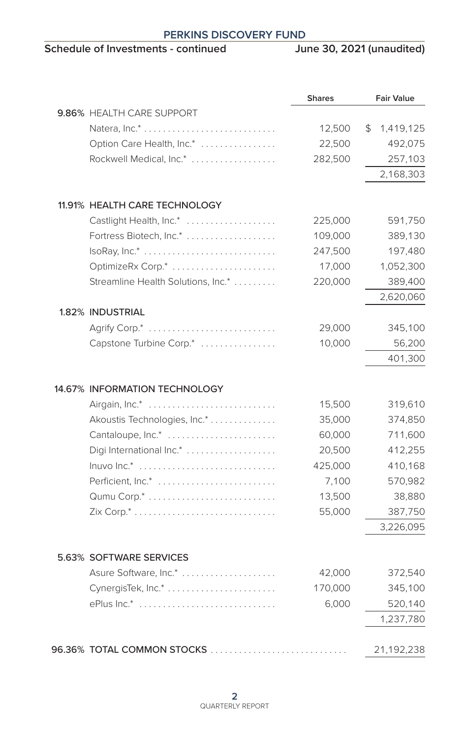**PERKINS DISCOVERY FUND**

**Schedule of Investments - continued** — **June 30, 2021 (unaudited)**

| | | Shares | Fair Value |
|---|---|---|---|
| **9.86%** | **HEALTH CARE SUPPORT** | | |
| | Natera, Inc.* | 12,500 | $ 1,419,125 |
| | Option Care Health, Inc.* | 22,500 | 492,075 |
| | Rockwell Medical, Inc.* | 282,500 | 257,103 |
| | | | 2,168,303 |
| **11.91%** | **HEALTH CARE TECHNOLOGY** | | |
| | Castlight Health, Inc.* | 225,000 | 591,750 |
| | Fortress Biotech, Inc.* | 109,000 | 389,130 |
| | IsoRay, Inc.* | 247,500 | 197,480 |
| | OptimizeRx Corp.* | 17,000 | 1,052,300 |
| | Streamline Health Solutions, Inc.* | 220,000 | 389,400 |
| | | | 2,620,060 |
| **1.82%** | **INDUSTRIAL** | | |
| | Agrify Corp.* | 29,000 | 345,100 |
| | Capstone Turbine Corp.* | 10,000 | 56,200 |
| | | | 401,300 |
| **14.67%** | **INFORMATION TECHNOLOGY** | | |
| | Airgain, Inc.* | 15,500 | 319,610 |
| | Akoustis Technologies, Inc.* | 35,000 | 374,850 |
| | Cantaloupe, Inc.* | 60,000 | 711,600 |
| | Digi International Inc.* | 20,500 | 412,255 |
| | Inuvo Inc.* | 425,000 | 410,168 |
| | Perficient, Inc.* | 7,100 | 570,982 |
| | Qumu Corp.* | 13,500 | 38,880 |
| | Zix Corp.* | 55,000 | 387,750 |
| | | | 3,226,095 |
| **5.63%** | **SOFTWARE SERVICES** | | |
| | Asure Software, Inc.* | 42,000 | 372,540 |
| | CynergisTek, Inc.* | 170,000 | 345,100 |
| | ePlus Inc.* | 6,000 | 520,140 |
| | | | 1,237,780 |
| **96.36%** | **TOTAL COMMON STOCKS** | | 21,192,238 |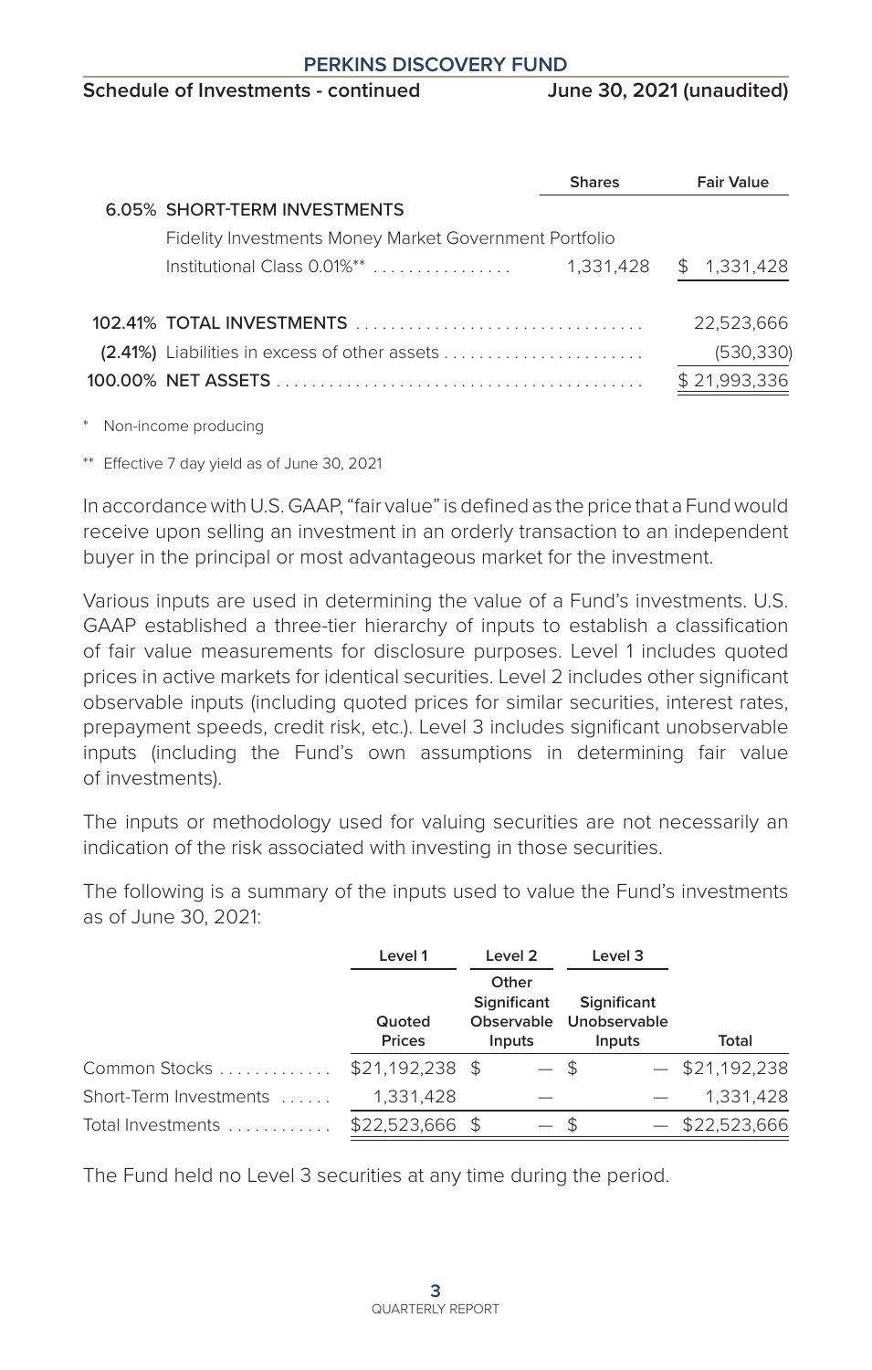## Schedule of Investments - continued

June 30, 2021 (unaudited)

| | | Shares | Fair Value |
|---|---|---|---|
| 6.05% | SHORT-TERM INVESTMENTS | | |
| | Fidelity Investments Money Market Government Portfolio Institutional Class 0.01%** | 1,331,428 | $ 1,331,428 |
| 102.41% | TOTAL INVESTMENTS | | 22,523,666 |
| (2.41%) | Liabilities in excess of other assets | | (530,330) |
| 100.00% | NET ASSETS | | $ 21,993,336 |

\* Non-income producing

\** Effective 7 day yield as of June 30, 2021

In accordance with U.S. GAAP, "fair value" is defined as the price that a Fund would receive upon selling an investment in an orderly transaction to an independent buyer in the principal or most advantageous market for the investment.

Various inputs are used in determining the value of a Fund's investments. U.S. GAAP established a three-tier hierarchy of inputs to establish a classification of fair value measurements for disclosure purposes. Level 1 includes quoted prices in active markets for identical securities. Level 2 includes other significant observable inputs (including quoted prices for similar securities, interest rates, prepayment speeds, credit risk, etc.). Level 3 includes significant unobservable inputs (including the Fund's own assumptions in determining fair value of investments).

The inputs or methodology used for valuing securities are not necessarily an indication of the risk associated with investing in those securities.

The following is a summary of the inputs used to value the Fund's investments as of June 30, 2021:

| | Level 1 Quoted Prices | Level 2 Other Significant Observable Inputs | Level 3 Significant Unobservable Inputs | Total |
|---|---|---|---|---|
| Common Stocks | $21,192,238 | $ — | $ — | $21,192,238 |
| Short-Term Investments | 1,331,428 | — | — | 1,331,428 |
| Total Investments | $22,523,666 | $ — | $ — | $22,523,666 |

The Fund held no Level 3 securities at any time during the period.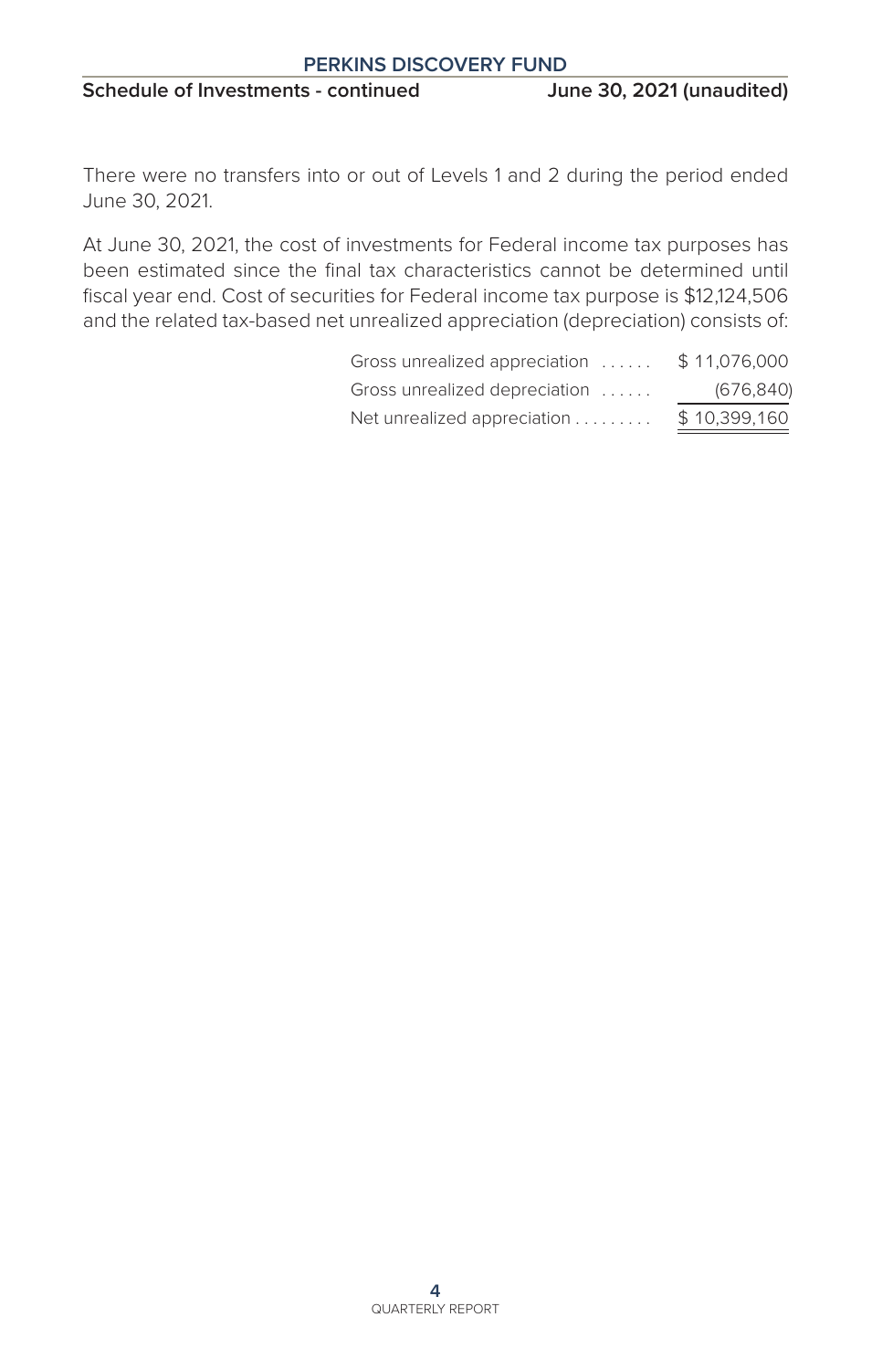There were no transfers into or out of Levels 1 and 2 during the period ended June 30, 2021.

At June 30, 2021, the cost of investments for Federal income tax purposes has been estimated since the final tax characteristics cannot be determined until fiscal year end. Cost of securities for Federal income tax purpose is $12,124,506 and the related tax-based net unrealized appreciation (depreciation) consists of:

| | |
|---|---|
| Gross unrealized appreciation | $ 11,076,000 |
| Gross unrealized depreciation | (676,840) |
| Net unrealized appreciation | $ 10,399,160 |